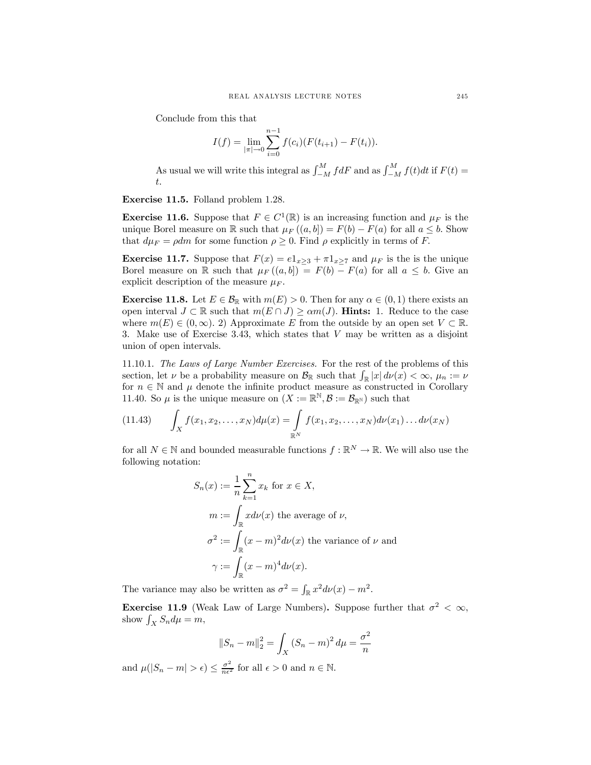Conclude from this that

$$I(f)=\lim_{|\pi|\to 0}\sum_{i=0}^{n-1} f(c_i)(F(t_{i+1})-F(t_i)).$$

As usual we will write this integral as $\int_{-M}^{M} f dF$ and as $\int_{-M}^{M} f(t)dt$ if $F(t)=t$.

**Exercise 11.5.** Folland problem 1.28.

**Exercise 11.6.** Suppose that $F\in C^1(\mathbb{R})$ is an increasing function and $\mu_F$ is the unique Borel measure on $\mathbb{R}$ such that $\mu_F((a,b])=F(b)-F(a)$ for all $a\le b$. Show that $d\mu_F=\rho dm$ for some function $\rho\ge 0$. Find $\rho$ explicitly in terms of $F$.

**Exercise 11.7.** Suppose that $F(x)=e1_{x\ge 3}+\pi 1_{x\ge 7}$ and $\mu_F$ is the is the unique Borel measure on $\mathbb{R}$ such that $\mu_F((a,b])=F(b)-F(a)$ for all $a\le b$. Give an explicit description of the measure $\mu_F$.

**Exercise 11.8.** Let $E\in\mathcal{B}_{\mathbb{R}}$ with $m(E)>0$. Then for any $\alpha\in(0,1)$ there exists an open interval $J\subset\mathbb{R}$ such that $m(E\cap J)\ge\alpha m(J)$. **Hints:** 1. Reduce to the case where $m(E)\in(0,\infty)$. 2) Approximate $E$ from the outside by an open set $V\subset\mathbb{R}$. 3. Make use of Exercise 3.43, which states that $V$ may be written as a disjoint union of open intervals.

11.10.1. *The Laws of Large Number Exercises.* For the rest of the problems of this section, let $\nu$ be a probability measure on $\mathcal{B}_{\mathbb{R}}$ such that $\int_{\mathbb{R}}|x|\,d\nu(x)<\infty$, $\mu_n:=\nu$ for $n\in\mathbb{N}$ and $\mu$ denote the infinite product measure as constructed in Corollary 11.40. So $\mu$ is the unique measure on $(X:=\mathbb{R}^{\mathbb{N}},\mathcal{B}:=\mathcal{B}_{\mathbb{R}^{\mathbb{N}}})$ such that

$$\int_X f(x_1,x_2,\dots,x_N)d\mu(x)=\int_{\mathbb{R}^N} f(x_1,x_2,\dots,x_N)d\nu(x_1)\dots d\nu(x_N) \tag{11.43}$$

for all $N\in\mathbb{N}$ and bounded measurable functions $f:\mathbb{R}^N\to\mathbb{R}$. We will also use the following notation:

$$S_n(x):=\frac{1}{n}\sum_{k=1}^{n}x_k \text{ for } x\in X,$$

$$m:=\int_{\mathbb{R}} x d\nu(x) \text{ the average of } \nu,$$

$$\sigma^2:=\int_{\mathbb{R}}(x-m)^2 d\nu(x) \text{ the variance of } \nu \text{ and}$$

$$\gamma:=\int_{\mathbb{R}}(x-m)^4 d\nu(x).$$

The variance may also be written as $\sigma^2=\int_{\mathbb{R}}x^2 d\nu(x)-m^2$.

**Exercise 11.9** (Weak Law of Large Numbers)**.** Suppose further that $\sigma^2<\infty$, show $\int_X S_n d\mu=m$,

$$\|S_n-m\|_2^2=\int_X (S_n-m)^2\,d\mu=\frac{\sigma^2}{n}$$

and $\mu(|S_n-m|>\epsilon)\le\frac{\sigma^2}{n\epsilon^2}$ for all $\epsilon>0$ and $n\in\mathbb{N}$.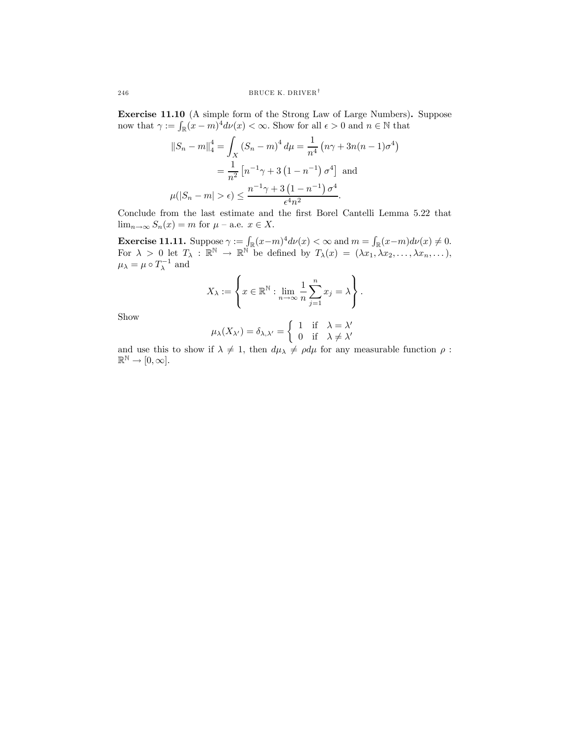**Exercise 11.10** (A simple form of the Strong Law of Large Numbers)**.** Suppose now that $\gamma := \int_{\mathbb{R}} (x-m)^4 d\nu(x) < \infty$. Show for all $\epsilon > 0$ and $n \in \mathbb{N}$ that

$$\|S_n - m\|_4^4 = \int_X (S_n - m)^4 \, d\mu = \frac{1}{n^4}\left(n\gamma + 3n(n-1)\sigma^4\right)$$
$$= \frac{1}{n^2}\left[n^{-1}\gamma + 3\left(1 - n^{-1}\right)\sigma^4\right] \text{ and}$$
$$\mu(|S_n - m| > \epsilon) \le \frac{n^{-1}\gamma + 3\left(1 - n^{-1}\right)\sigma^4}{\epsilon^4 n^2}.$$

Conclude from the last estimate and the first Borel Cantelli Lemma 5.22 that $\lim_{n\to\infty} S_n(x) = m$ for $\mu$ – a.e. $x \in X$.

**Exercise 11.11.** Suppose $\gamma := \int_{\mathbb{R}} (x-m)^4 d\nu(x) < \infty$ and $m = \int_{\mathbb{R}} (x-m) d\nu(x) \neq 0$. For $\lambda > 0$ let $T_\lambda : \mathbb{R}^{\mathbb{N}} \to \mathbb{R}^{\mathbb{N}}$ be defined by $T_\lambda(x) = (\lambda x_1, \lambda x_2, \ldots, \lambda x_n, \ldots)$, $\mu_\lambda = \mu \circ T_\lambda^{-1}$ and

$$X_\lambda := \left\{ x \in \mathbb{R}^{\mathbb{N}} : \lim_{n\to\infty} \frac{1}{n} \sum_{j=1}^{n} x_j = \lambda \right\}.$$

Show

$$\mu_\lambda(X_{\lambda'}) = \delta_{\lambda,\lambda'} = \begin{cases} 1 & \text{if } \lambda = \lambda' \\ 0 & \text{if } \lambda \neq \lambda' \end{cases}$$

and use this to show if $\lambda \neq 1$, then $d\mu_\lambda \neq \rho d\mu$ for any measurable function $\rho : \mathbb{R}^{\mathbb{N}} \to [0, \infty]$.